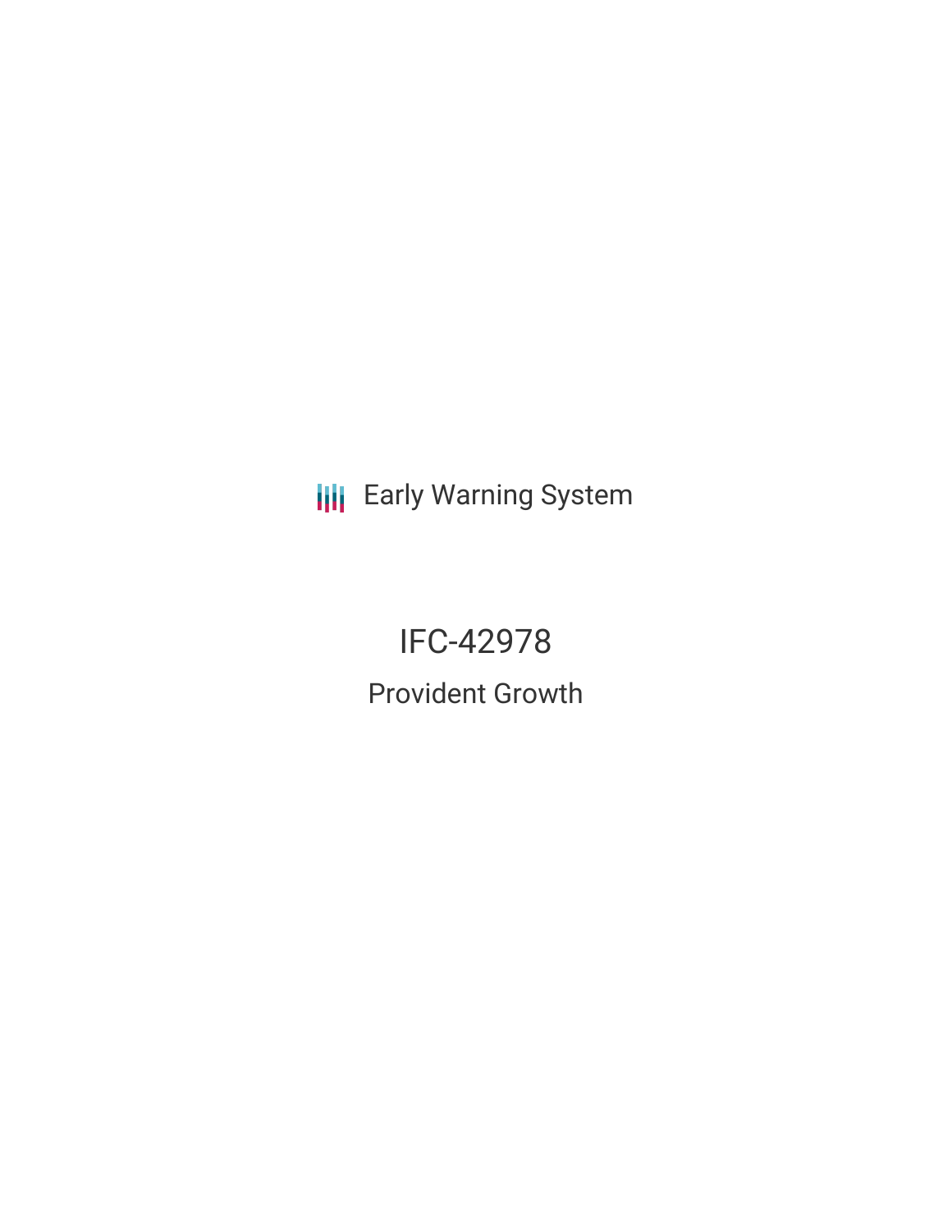Early Warning System

# IFC-42978

## Provident Growth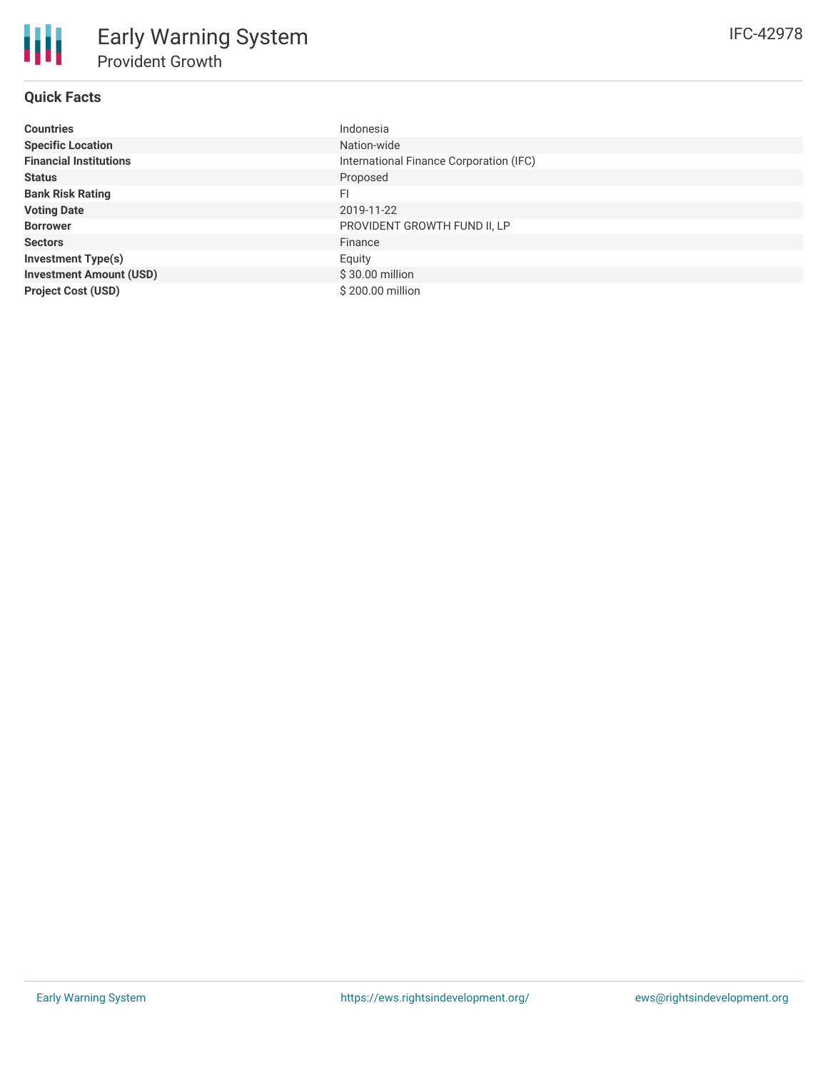# Early Warning System

## Provident Growth

IFC-42978

### Quick Facts

| | |
|---|---|
| **Countries** | Indonesia |
| **Specific Location** | Nation-wide |
| **Financial Institutions** | International Finance Corporation (IFC) |
| **Status** | Proposed |
| **Bank Risk Rating** | FI |
| **Voting Date** | 2019-11-22 |
| **Borrower** | PROVIDENT GROWTH FUND II, LP |
| **Sectors** | Finance |
| **Investment Type(s)** | Equity |
| **Investment Amount (USD)** | $ 30.00 million |
| **Project Cost (USD)** | $ 200.00 million |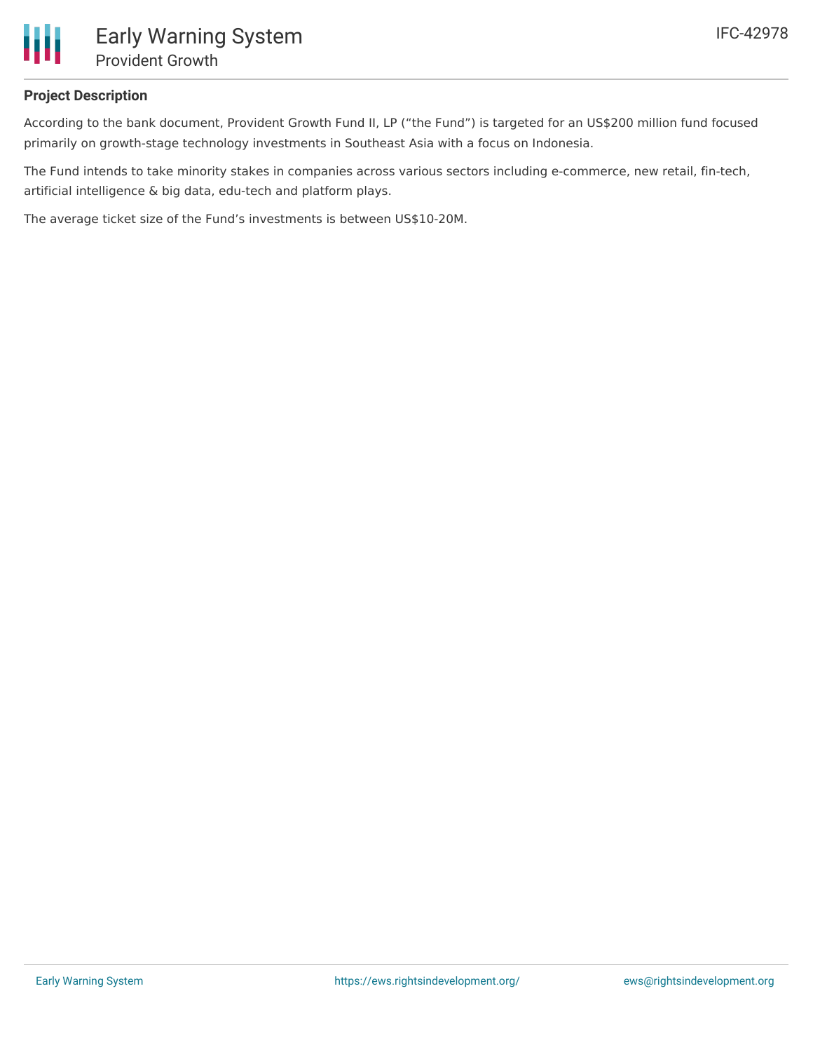## Project Description

According to the bank document, Provident Growth Fund II, LP ("the Fund") is targeted for an US$200 million fund focused primarily on growth-stage technology investments in Southeast Asia with a focus on Indonesia.

The Fund intends to take minority stakes in companies across various sectors including e-commerce, new retail, fin-tech, artificial intelligence & big data, edu-tech and platform plays.

The average ticket size of the Fund's investments is between US$10-20M.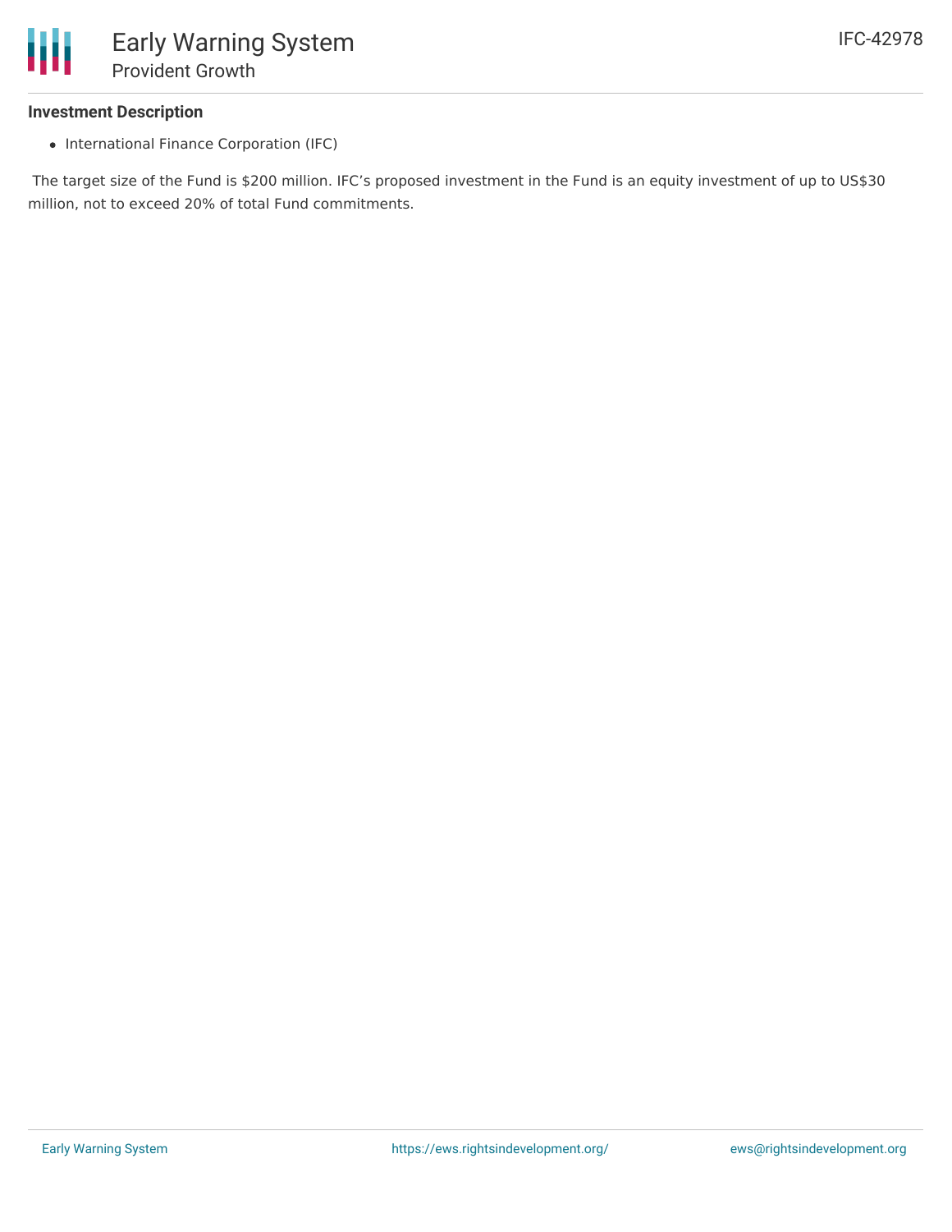## Investment Description

- International Finance Corporation (IFC)

The target size of the Fund is $200 million. IFC's proposed investment in the Fund is an equity investment of up to US$30 million, not to exceed 20% of total Fund commitments.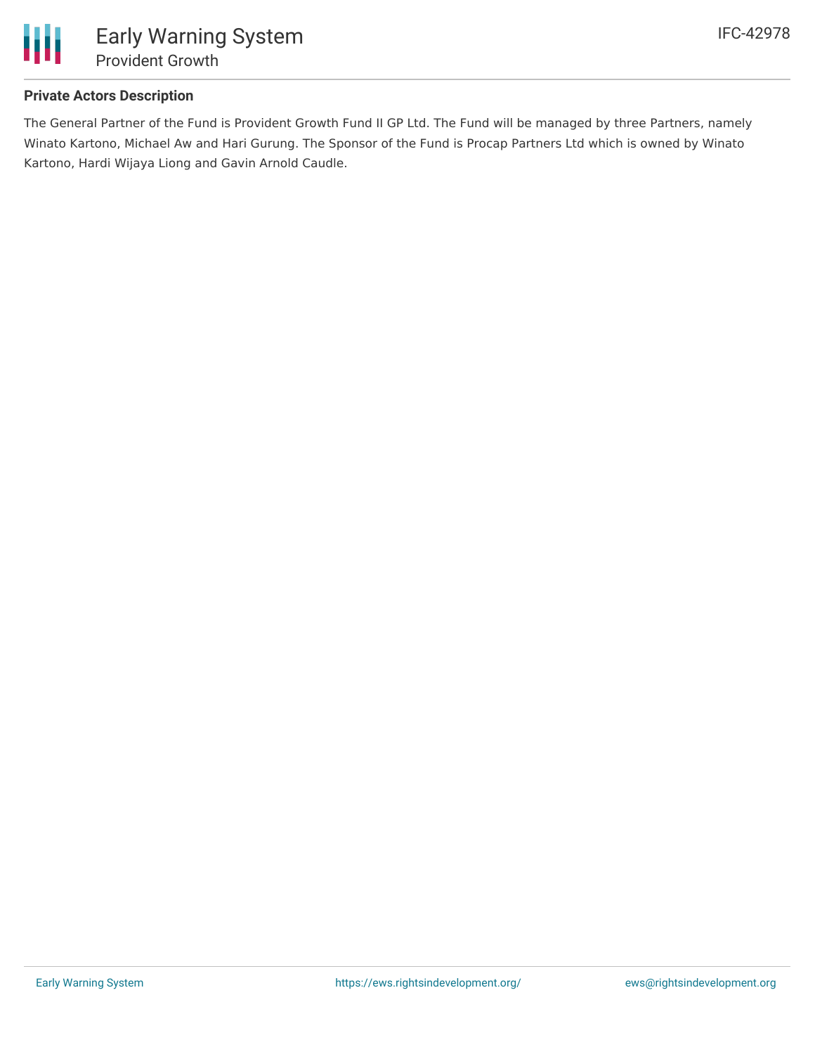### Private Actors Description

The General Partner of the Fund is Provident Growth Fund II GP Ltd. The Fund will be managed by three Partners, namely Winato Kartono, Michael Aw and Hari Gurung. The Sponsor of the Fund is Procap Partners Ltd which is owned by Winato Kartono, Hardi Wijaya Liong and Gavin Arnold Caudle.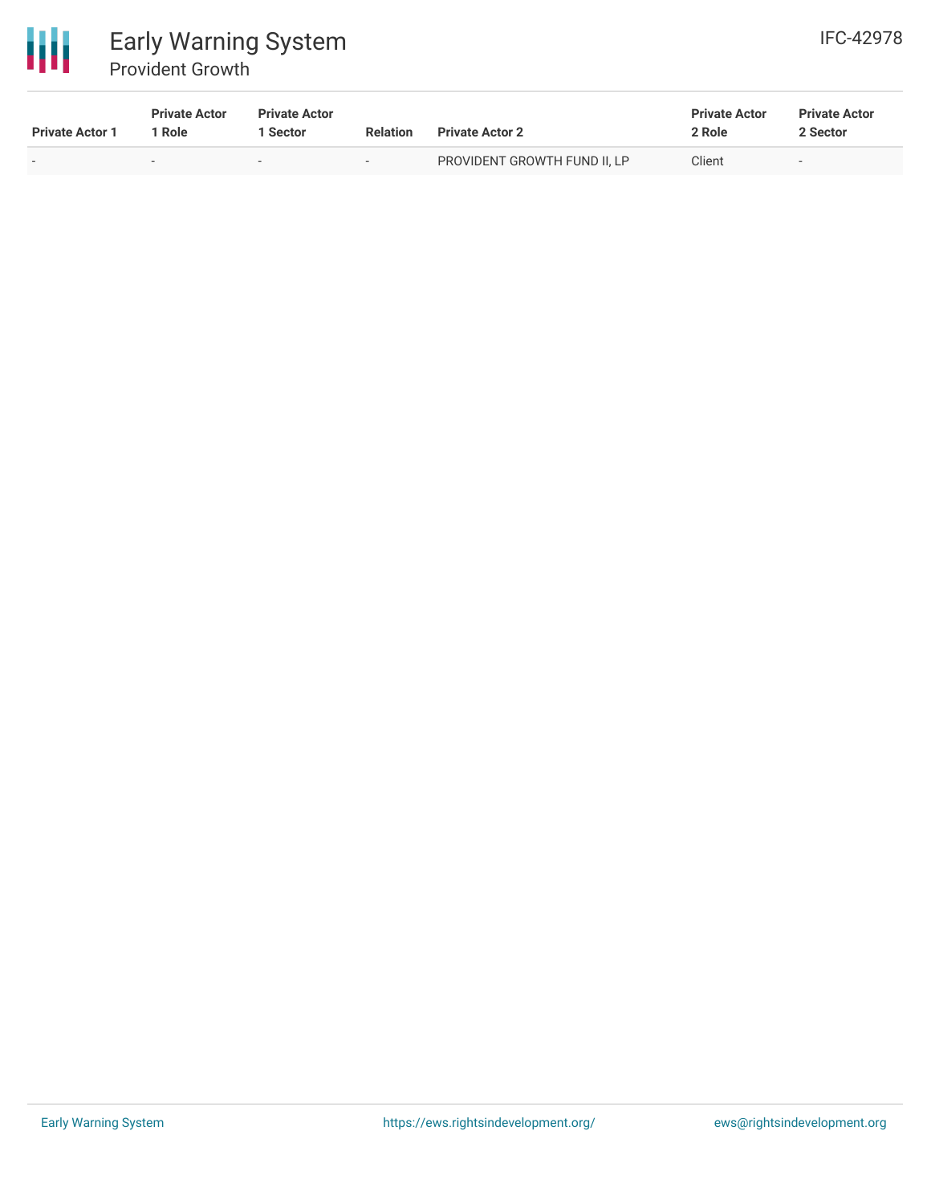| Private Actor 1 | Private Actor 1 Role | Private Actor 1 Sector | Relation | Private Actor 2 | Private Actor 2 Role | Private Actor 2 Sector |
|---|---|---|---|---|---|---|
| - | - | - | - | PROVIDENT GROWTH FUND II, LP | Client | - |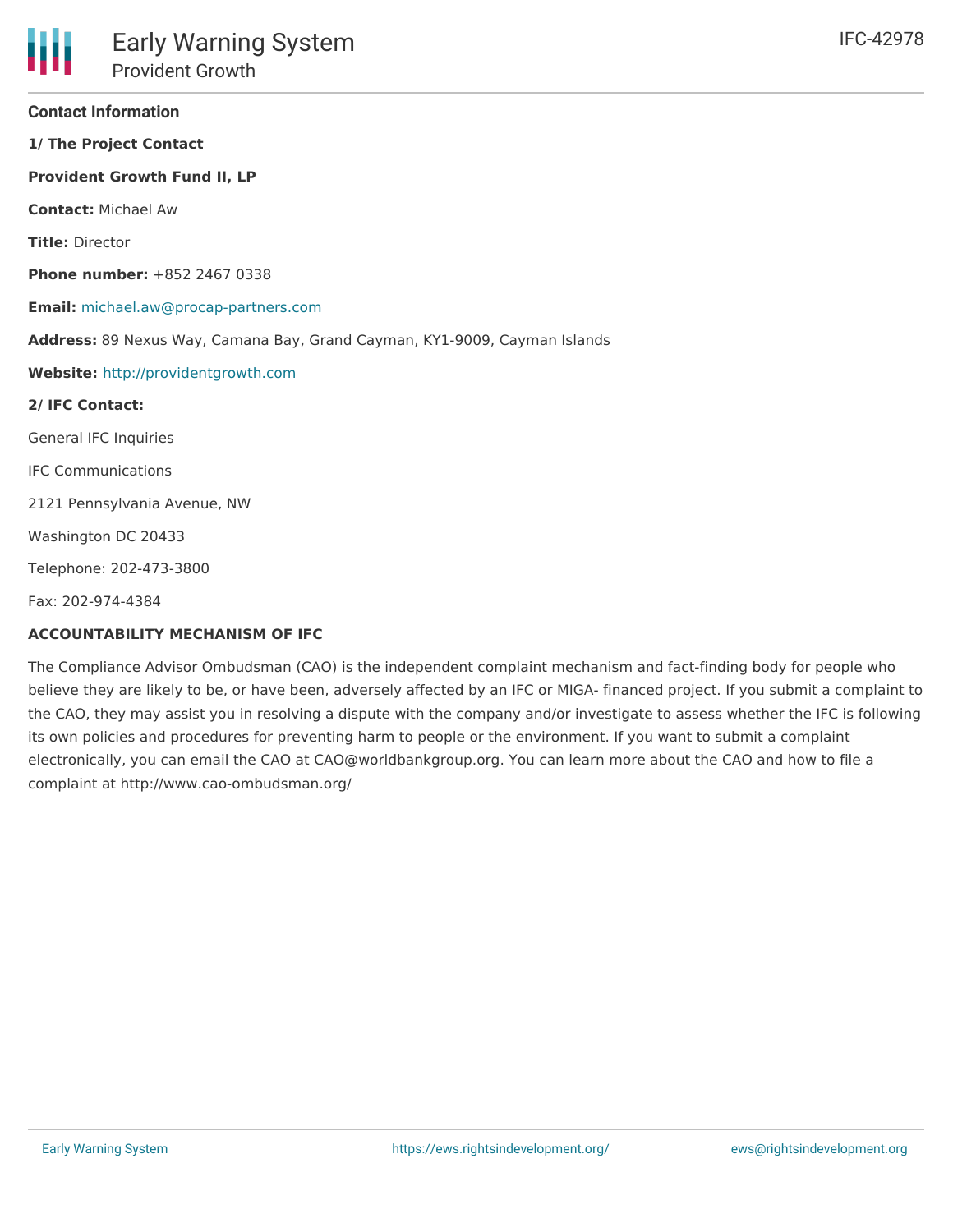### Contact Information

**1/ The Project Contact**

**Provident Growth Fund II, LP**

**Contact:** Michael Aw

**Title:** Director

**Phone number:** +852 2467 0338

**Email:** michael.aw@procap-partners.com

**Address:** 89 Nexus Way, Camana Bay, Grand Cayman, KY1-9009, Cayman Islands

**Website:** http://providentgrowth.com

**2/ IFC Contact:**

General IFC Inquiries

IFC Communications

2121 Pennsylvania Avenue, NW

Washington DC 20433

Telephone: 202-473-3800

Fax: 202-974-4384

**ACCOUNTABILITY MECHANISM OF IFC**

The Compliance Advisor Ombudsman (CAO) is the independent complaint mechanism and fact-finding body for people who believe they are likely to be, or have been, adversely affected by an IFC or MIGA- financed project. If you submit a complaint to the CAO, they may assist you in resolving a dispute with the company and/or investigate to assess whether the IFC is following its own policies and procedures for preventing harm to people or the environment. If you want to submit a complaint electronically, you can email the CAO at CAO@worldbankgroup.org. You can learn more about the CAO and how to file a complaint at http://www.cao-ombudsman.org/